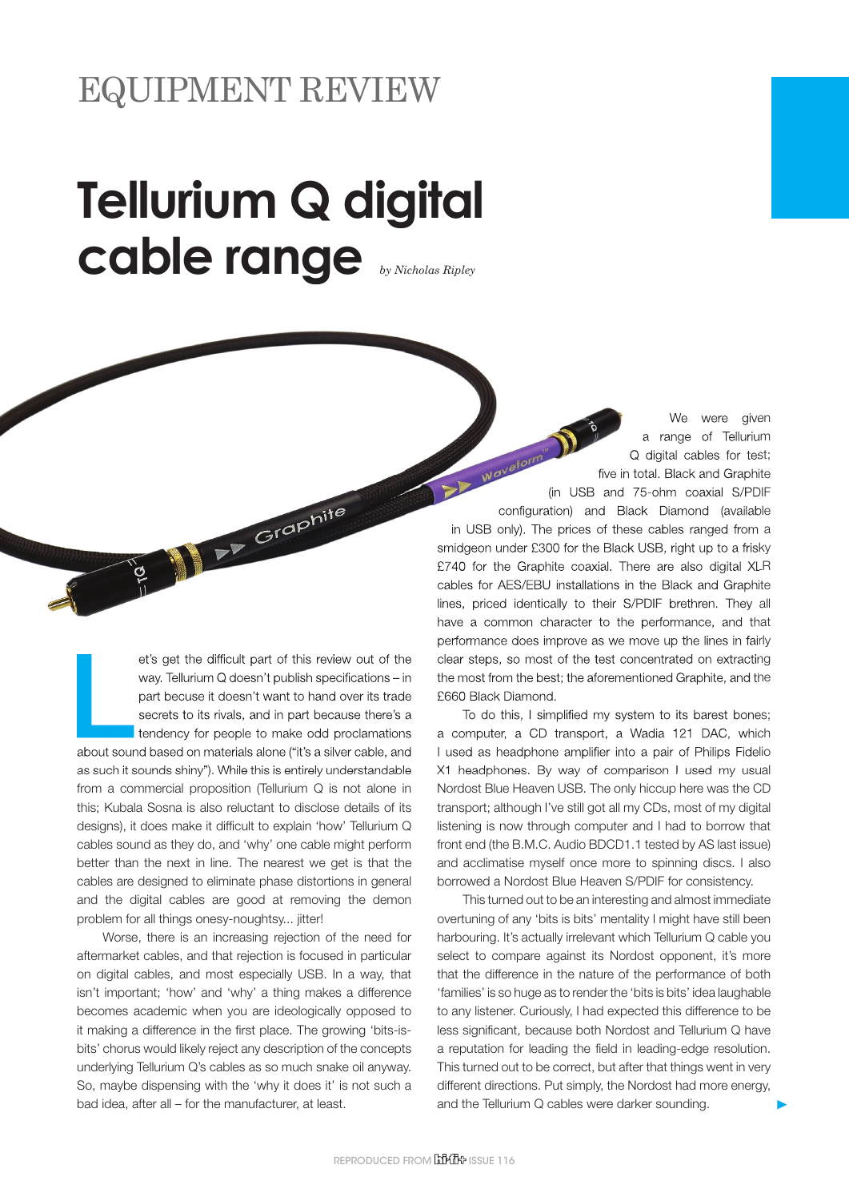# EQUIPMENT REVIEW

# Tellurium Q digital cable range

*by Nicholas Ripley*

Let's get the difficult part of this review out of the way. Tellurium Q doesn't publish specifications – in part becuse it doesn't want to hand over its trade secrets to its rivals, and in part because there's a tendency for people to make odd proclamations about sound based on materials alone ("it's a silver cable, and as such it sounds shiny"). While this is entirely understandable from a commercial proposition (Tellurium Q is not alone in this; Kubala Sosna is also reluctant to disclose details of its designs), it does make it difficult to explain 'how' Tellurium Q cables sound as they do, and 'why' one cable might perform better than the next in line. The nearest we get is that the cables are designed to eliminate phase distortions in general and the digital cables are good at removing the demon problem for all things onesy-noughtsy... jitter!

Worse, there is an increasing rejection of the need for aftermarket cables, and that rejection is focused in particular on digital cables, and most especially USB. In a way, that isn't important; 'how' and 'why' a thing makes a difference becomes academic when you are ideologically opposed to it making a difference in the first place. The growing 'bits-is-bits' chorus would likely reject any description of the concepts underlying Tellurium Q's cables as so much snake oil anyway. So, maybe dispensing with the 'why it does it' is not such a bad idea, after all – for the manufacturer, at least.

We were given a range of Tellurium Q digital cables for test; five in total. Black and Graphite (in USB and 75-ohm coaxial S/PDIF configuration) and Black Diamond (available in USB only). The prices of these cables ranged from a smidgeon under £300 for the Black USB, right up to a frisky £740 for the Graphite coaxial. There are also digital XLR cables for AES/EBU installations in the Black and Graphite lines, priced identically to their S/PDIF brethren. They all have a common character to the performance, and that performance does improve as we move up the lines in fairly clear steps, so most of the test concentrated on extracting the most from the best; the aforementioned Graphite, and the £660 Black Diamond.

To do this, I simplified my system to its barest bones; a computer, a CD transport, a Wadia 121 DAC, which I used as headphone amplifier into a pair of Philips Fidelio X1 headphones. By way of comparison I used my usual Nordost Blue Heaven USB. The only hiccup here was the CD transport; although I've still got all my CDs, most of my digital listening is now through computer and I had to borrow that front end (the B.M.C. Audio BDCD1.1 tested by AS last issue) and acclimatise myself once more to spinning discs. I also borrowed a Nordost Blue Heaven S/PDIF for consistency.

This turned out to be an interesting and almost immediate overturning of any 'bits is bits' mentality I might have still been harbouring. It's actually irrelevant which Tellurium Q cable you select to compare against its Nordost opponent, it's more that the difference in the nature of the performance of both 'families' is so huge as to render the 'bits is bits' idea laughable to any listener. Curiously, I had expected this difference to be less significant, because both Nordost and Tellurium Q have a reputation for leading the field in leading-edge resolution. This turned out to be correct, but after that things went in very different directions. Put simply, the Nordost had more energy, and the Tellurium Q cables were darker sounding.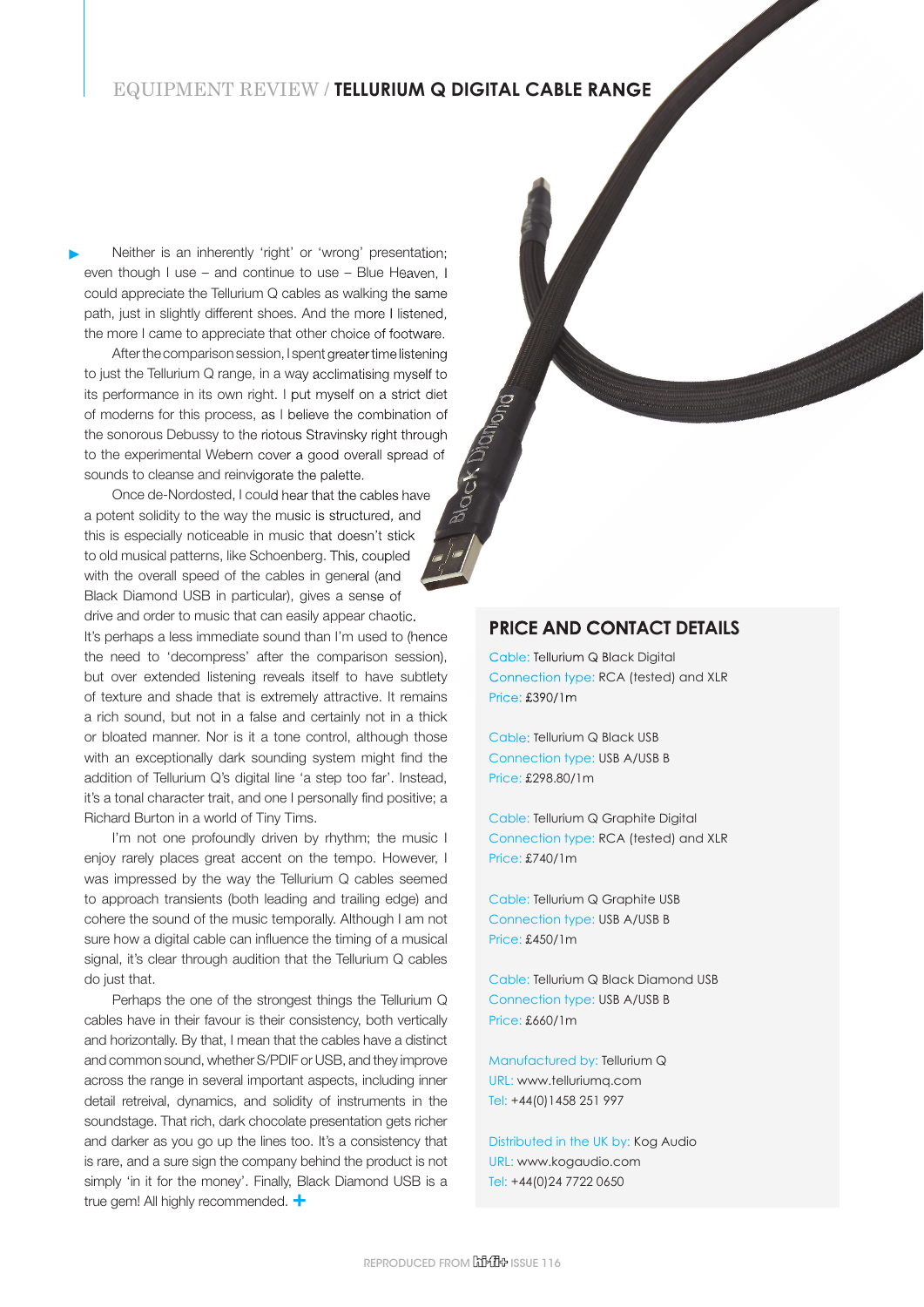Neither is an inherently 'right' or 'wrong' presentation; even though I use – and continue to use – Blue Heaven, I could appreciate the Tellurium Q cables as walking the same path, just in slightly different shoes. And the more I listened, the more I came to appreciate that other choice of footware.

After the comparison session, I spent greater time listening to just the Tellurium Q range, in a way acclimatising myself to its performance in its own right. I put myself on a strict diet of moderns for this process, as I believe the combination of the sonorous Debussy to the riotous Stravinsky right through to the experimental Webern cover a good overall spread of sounds to cleanse and reinvigorate the palette.

Once de-Nordosted, I could hear that the cables have a potent solidity to the way the music is structured, and this is especially noticeable in music that doesn't stick to old musical patterns, like Schoenberg. This, coupled with the overall speed of the cables in general (and Black Diamond USB in particular), gives a sense of drive and order to music that can easily appear chaotic. It's perhaps a less immediate sound than I'm used to (hence the need to 'decompress' after the comparison session), but over extended listening reveals itself to have subtlety of texture and shade that is extremely attractive. It remains a rich sound, but not in a false and certainly not in a thick or bloated manner. Nor is it a tone control, although those with an exceptionally dark sounding system might find the addition of Tellurium Q's digital line 'a step too far'. Instead, it's a tonal character trait, and one I personally find positive; a Richard Burton in a world of Tiny Tims.

I'm not one profoundly driven by rhythm; the music I enjoy rarely places great accent on the tempo. However, I was impressed by the way the Tellurium Q cables seemed to approach transients (both leading and trailing edge) and cohere the sound of the music temporally. Although I am not sure how a digital cable can influence the timing of a musical signal, it's clear through audition that the Tellurium Q cables do just that.

Perhaps the one of the strongest things the Tellurium Q cables have in their favour is their consistency, both vertically and horizontally. By that, I mean that the cables have a distinct and common sound, whether S/PDIF or USB, and they improve across the range in several important aspects, including inner detail retreival, dynamics, and solidity of instruments in the soundstage. That rich, dark chocolate presentation gets richer and darker as you go up the lines too. It's a consistency that is rare, and a sure sign the company behind the product is not simply 'in it for the money'. Finally, Black Diamond USB is a true gem! All highly recommended. +

## PRICE AND CONTACT DETAILS

Cable: Tellurium Q Black Digital
Connection type: RCA (tested) and XLR
Price: £390/1m

Cable: Tellurium Q Black USB
Connection type: USB A/USB B
Price: £298.80/1m

Cable: Tellurium Q Graphite Digital
Connection type: RCA (tested) and XLR
Price: £740/1m

Cable: Tellurium Q Graphite USB
Connection type: USB A/USB B
Price: £450/1m

Cable: Tellurium Q Black Diamond USB
Connection type: USB A/USB B
Price: £660/1m

Manufactured by: Tellurium Q
URL: www.telluriumq.com
Tel: +44(0)1458 251 997

Distributed in the UK by: Kog Audio
URL: www.kogaudio.com
Tel: +44(0)24 7722 0650